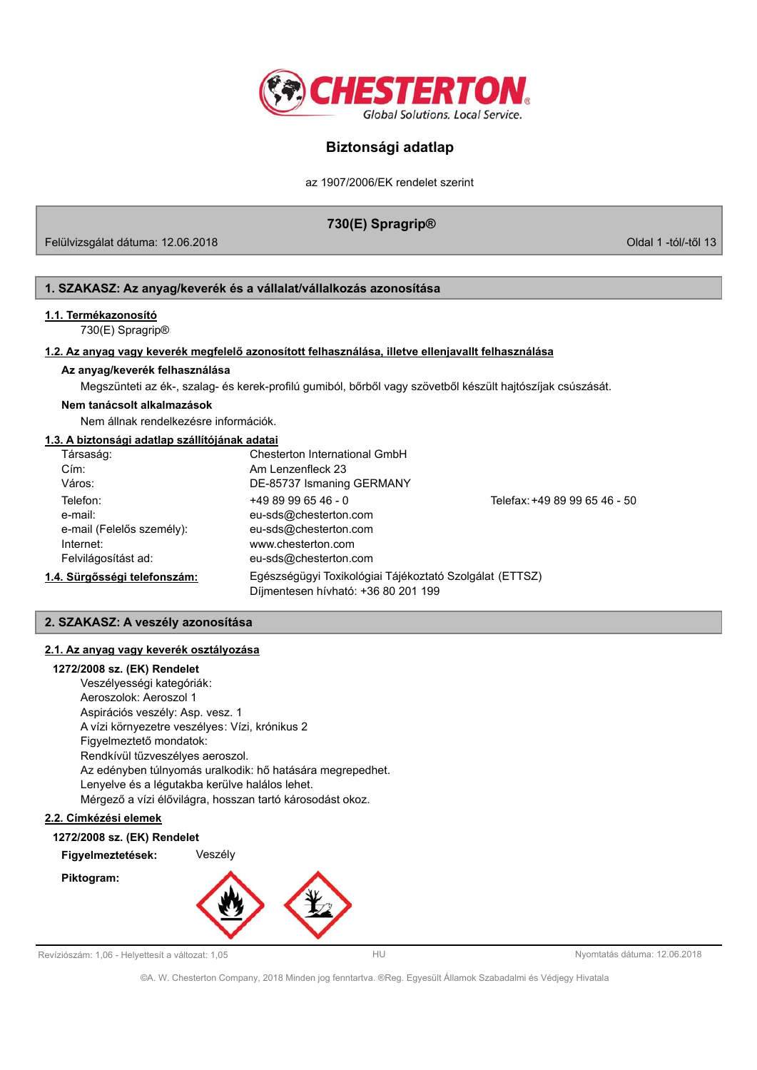# Biztonsági adatlap

az 1907/2006/EK rendelet szerint

**730(E) Spragrip®**

Felülvizsgálat dátuma: 12.06.2018

## 1. SZAKASZ: Az anyag/keverék és a vállalat/vállalkozás azonosítása

### 1.1. Termékazonosító

730(E) Spragrip®

### 1.2. Az anyag vagy keverék megfelelő azonosított felhasználása, illetve ellenjavallt felhasználása

**Az anyag/keverék felhasználása**

Megszünteti az ék-, szalag- és kerek-profilú gumiból, bőrből vagy szövetből készült hajtószíjak csúszását.

**Nem tanácsolt alkalmazások**

Nem állnak rendelkezésre információk.

### 1.3. A biztonsági adatlap szállítójának adatai

| | | |
|---|---|---|
| Társaság: | Chesterton International GmbH | |
| Cím: | Am Lenzenfleck 23 | |
| Város: | DE-85737 Ismaning GERMANY | |
| Telefon: | +49 89 99 65 46 - 0 | Telefax: +49 89 99 65 46 - 50 |
| e-mail: | eu-sds@chesterton.com | |
| e-mail (Felelős személy): | eu-sds@chesterton.com | |
| Internet: | www.chesterton.com | |
| Felvilágosítást ad: | eu-sds@chesterton.com | |

### 1.4. Sürgősségi telefonszám:

Egészségügyi Toxikológiai Tájékoztató Szolgálat (ETTSZ)
Díjmentesen hívható: +36 80 201 199

## 2. SZAKASZ: A veszély azonosítása

### 2.1. Az anyag vagy keverék osztályozása

**1272/2008 sz. (EK) Rendelet**

Veszélyességi kategóriák:
Aeroszolok: Aeroszol 1
Aspirációs veszély: Asp. vesz. 1
A vízi környezetre veszélyes: Vízi, krónikus 2
Figyelmeztető mondatok:
Rendkívül tűzveszélyes aeroszol.
Az edényben túlnyomás uralkodik: hő hatására megrepedhet.
Lenyelve és a légutakba kerülve halálos lehet.
Mérgező a vízi élővilágra, hosszan tartó károsodást okoz.

### 2.2. Címkézési elemek

**1272/2008 sz. (EK) Rendelet**

**Figyelmeztetések:** Veszély

**Piktogram:**

Revíziószám: 1,06 - Helyettesít a változat: 1,05 — HU — Nyomtatás dátuma: 12.06.2018

©A. W. Chesterton Company, 2018 Minden jog fenntartva. ®Reg. Egyesült Államok Szabadalmi és Védjegy Hivatala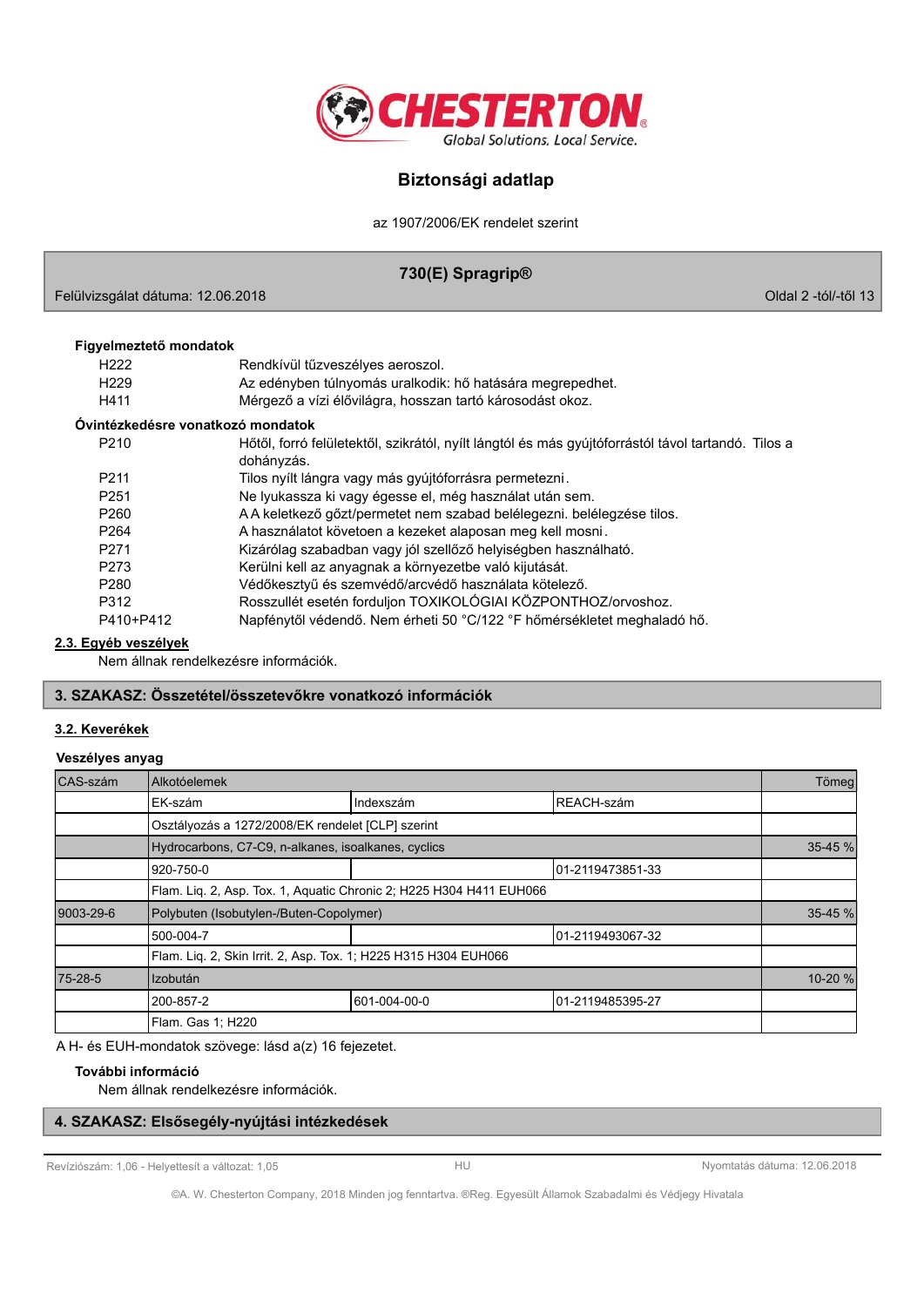**Figyelmeztető mondatok**

| | |
|---|---|
| H222 | Rendkívül tűzveszélyes aeroszol. |
| H229 | Az edényben túlnyomás uralkodik: hő hatására megrepedhet. |
| H411 | Mérgező a vízi élővilágra, hosszan tartó károsodást okoz. |

**Óvintézkedésre vonatkozó mondatok**

| | |
|---|---|
| P210 | Hőtől, forró felületektől, szikrától, nyílt lángtól és más gyújtóforrástól távol tartandó. Tilos a dohányzás. |
| P211 | Tilos nyílt lángra vagy más gyújtóforrásra permetezni. |
| P251 | Ne lyukassza ki vagy égesse el, még használat után sem. |
| P260 | A A keletkező gőzt/permetet nem szabad belélegezni. belélegzése tilos. |
| P264 | A használatot követően a kezeket alaposan meg kell mosni. |
| P271 | Kizárólag szabadban vagy jól szellőző helyiségben használható. |
| P273 | Kerülni kell az anyagnak a környezetbe való kijutását. |
| P280 | Védőkesztyű és szemvédő/arcvédő használata kötelező. |
| P312 | Rosszullét esetén forduljon TOXIKOLÓGIAI KÖZPONTHOZ/orvoshoz. |
| P410+P412 | Napfénytől védendő. Nem érheti 50 °C/122 °F hőmérsékletet meghaladó hő. |

**2.3. Egyéb veszélyek**

Nem állnak rendelkezésre információk.

## 3. SZAKASZ: Összetétel/összetevőkre vonatkozó információk

**3.2. Keverékek**

**Veszélyes anyag**

| CAS-szám | Alkotóelemek | | | Tömeg |
|---|---|---|---|---|
| | EK-szám | Indexszám | REACH-szám | |
| | Osztályozás a 1272/2008/EK rendelet [CLP] szerint | | | |
| | Hydrocarbons, C7-C9, n-alkanes, isoalkanes, cyclics | | | 35-45 % |
| | 920-750-0 | | 01-2119473851-33 | |
| | Flam. Liq. 2, Asp. Tox. 1, Aquatic Chronic 2; H225 H304 H411 EUH066 | | | |
| 9003-29-6 | Polybuten (Isobutylen-/Buten-Copolymer) | | | 35-45 % |
| | 500-004-7 | | 01-2119493067-32 | |
| | Flam. Liq. 2, Skin Irrit. 2, Asp. Tox. 1; H225 H315 H304 EUH066 | | | |
| 75-28-5 | Izobután | | | 10-20 % |
| | 200-857-2 | 601-004-00-0 | 01-2119485395-27 | |
| | Flam. Gas 1; H220 | | | |

A H- és EUH-mondatok szövege: lásd a(z) 16 fejezetet.

**További információ**

Nem állnak rendelkezésre információk.

## 4. SZAKASZ: Elsősegély-nyújtási intézkedések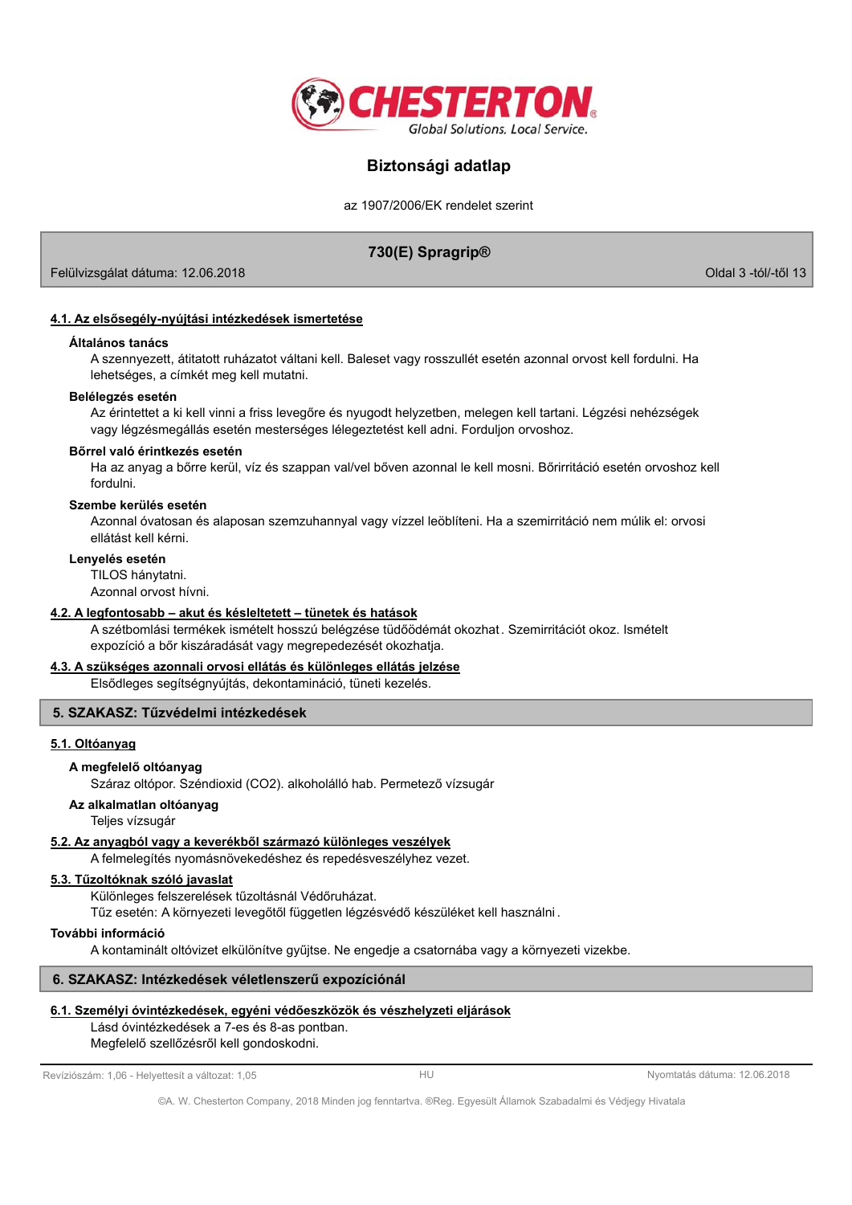### 4.1. Az elsősegély-nyújtási intézkedések ismertetése

**Általános tanács**

A szennyezett, átitatott ruházatot váltani kell. Baleset vagy rosszullét esetén azonnal orvost kell fordulni. Ha lehetséges, a címkét meg kell mutatni.

**Belélegzés esetén**

Az érintettet a ki kell vinni a friss levegőre és nyugodt helyzetben, melegen kell tartani. Légzési nehézségek vagy légzésmegállás esetén mesterséges lélegeztetést kell adni. Forduljon orvoshoz.

**Bőrrel való érintkezés esetén**

Ha az anyag a bőrre kerül, víz és szappan val/vel bőven azonnal le kell mosni. Bőrirritáció esetén orvoshoz kell fordulni.

**Szembe kerülés esetén**

Azonnal óvatosan és alaposan szemzuhannyal vagy vízzel leöblíteni. Ha a szemirritáció nem múlik el: orvosi ellátást kell kérni.

**Lenyelés esetén**

TILOS hánytatni.
Azonnal orvost hívni.

### 4.2. A legfontosabb – akut és késleltetett – tünetek és hatások

A szétbomlási termékek ismételt hosszú belégzése tüdőödémát okozhat. Szemirritációt okoz. Ismételt expozíció a bőr kiszáradását vagy megrepedezését okozhatja.

### 4.3. A szükséges azonnali orvosi ellátás és különleges ellátás jelzése

Elsődleges segítségnyújtás, dekontamináció, tüneti kezelés.

## 5. SZAKASZ: Tűzvédelmi intézkedések

### 5.1. Oltóanyag

**A megfelelő oltóanyag**

Száraz oltópor. Széndioxid ($CO_2$). alkoholálló hab. Permetező vízsugár

**Az alkalmatlan oltóanyag**

Teljes vízsugár

### 5.2. Az anyagból vagy a keverékből származó különleges veszélyek

A felmelegítés nyomásnövekedéshez és repedésveszélyhez vezet.

### 5.3. Tűzoltóknak szóló javaslat

Különleges felszerelések tűzoltásnál Védőruházat.
Tűz esetén: A környezeti levegőtől független légzésvédő készüléket kell használni.

**További információ**

A kontaminált oltóvizet elkülönítve gyűjtse. Ne engedje a csatornába vagy a környezeti vizekbe.

## 6. SZAKASZ: Intézkedések véletlenszerű expozíciónál

### 6.1. Személyi óvintézkedések, egyéni védőeszközök és vészhelyzeti eljárások

Lásd óvintézkedések a 7-es és 8-as pontban.
Megfelelő szellőzésről kell gondoskodni.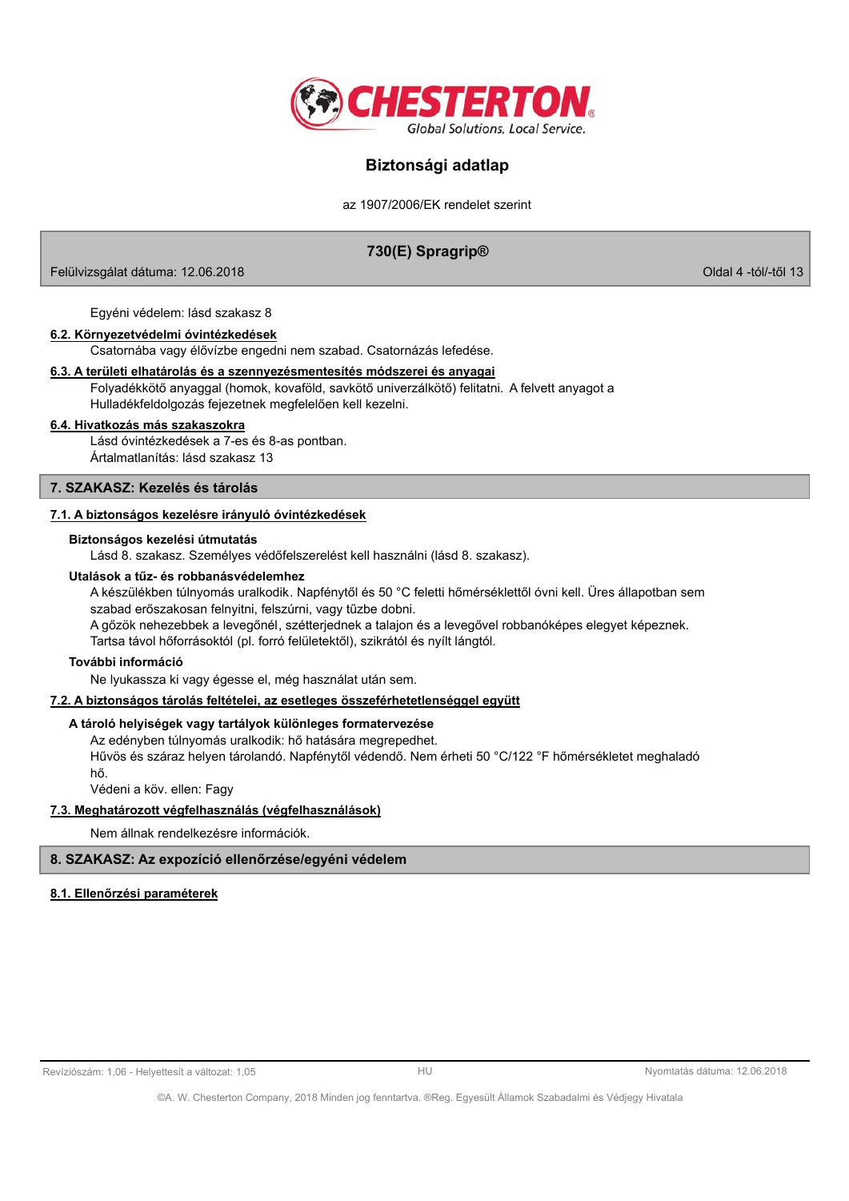Egyéni védelem: lásd szakasz 8

**6.2. Környezetvédelmi óvintézkedések**

Csatornába vagy élővízbe engedni nem szabad. Csatornázás lefedése.

**6.3. A területi elhatárolás és a szennyezésmentesítés módszerei és anyagai**

Folyadékkötő anyaggal (homok, kovaföld, savkötő univerzálkötő) felitatni. A felvett anyagot a Hulladékfeldolgozás fejezetnek megfelelően kell kezelni.

**6.4. Hivatkozás más szakaszokra**

Lásd óvintézkedések a 7-es és 8-as pontban.
Ártalmatlanítás: lásd szakasz 13

## 7. SZAKASZ: Kezelés és tárolás

**7.1. A biztonságos kezelésre irányuló óvintézkedések**

**Biztonságos kezelési útmutatás**

Lásd 8. szakasz. Személyes védőfelszerelést kell használni (lásd 8. szakasz).

**Utalások a tűz- és robbanásvédelemhez**

A készülékben túlnyomás uralkodik. Napfénytől és 50 °C feletti hőmérséklettől óvni kell. Üres állapotban sem szabad erőszakosan felnyitni, felszúrni, vagy tűzbe dobni.
A gőzök nehezebbek a levegőnél, szétterjednek a talajon és a levegővel robbanóképes elegyet képeznek.
Tartsa távol hőforrásoktól (pl. forró felületektől), szikrától és nyílt lángtól.

**További információ**

Ne lyukassza ki vagy égesse el, még használat után sem.

**7.2. A biztonságos tárolás feltételei, az esetleges összeférhetetlenséggel együtt**

**A tároló helyiségek vagy tartályok különleges formatervezése**

Az edényben túlnyomás uralkodik: hő hatására megrepedhet.
Hűvös és száraz helyen tárolandó. Napfénytől védendő. Nem érheti 50 °C/122 °F hőmérsékletet meghaladó hő.
Védeni a köv. ellen: Fagy

**7.3. Meghatározott végfelhasználás (végfelhasználások)**

Nem állnak rendelkezésre információk.

## 8. SZAKASZ: Az expozíció ellenőrzése/egyéni védelem

**8.1. Ellenőrzési paraméterek**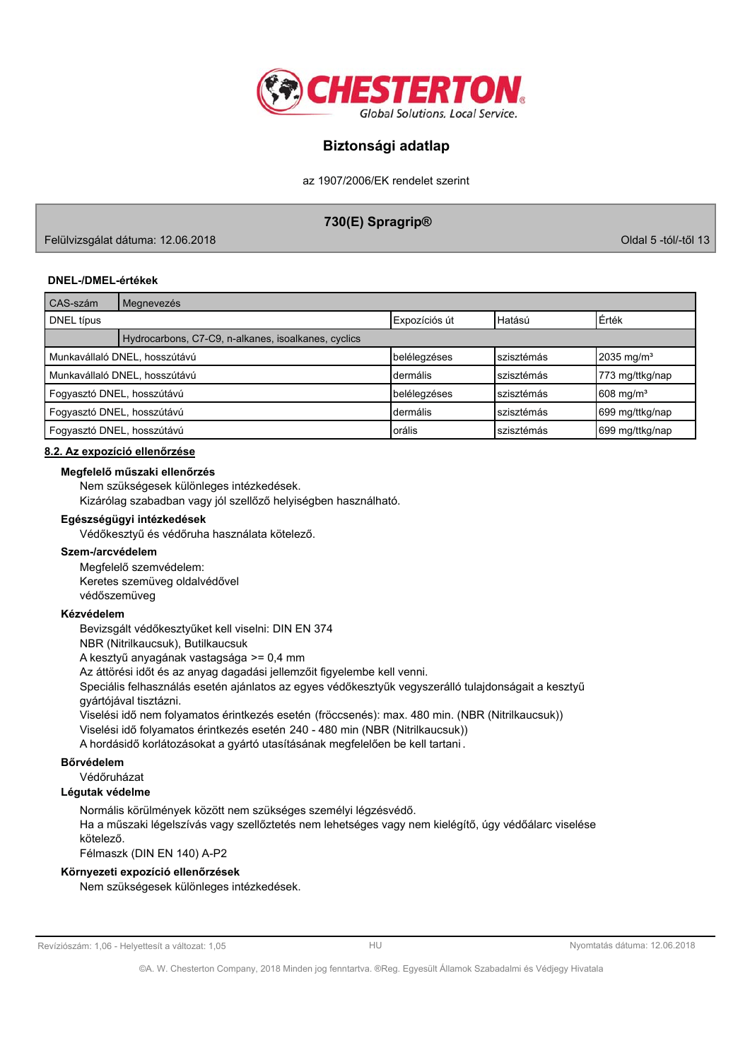**DNEL-/DMEL-értékek**

| CAS-szám | Megnevezés | | | |
|---|---|---|---|---|
| DNEL típus | | Expozíciós út | Hatású | Érték |
| | Hydrocarbons, C7-C9, n-alkanes, isoalkanes, cyclics | | | |
| Munkavállaló DNEL, hosszútávú | | belélegzéses | szisztémás | 2035 mg/m³ |
| Munkavállaló DNEL, hosszútávú | | dermális | szisztémás | 773 mg/ttkg/nap |
| Fogyasztó DNEL, hosszútávú | | belélegzéses | szisztémás | 608 mg/m³ |
| Fogyasztó DNEL, hosszútávú | | dermális | szisztémás | 699 mg/ttkg/nap |
| Fogyasztó DNEL, hosszútávú | | orális | szisztémás | 699 mg/ttkg/nap |

## 8.2. Az expozíció ellenőrzése

**Megfelelő műszaki ellenőrzés**

Nem szükségesek különleges intézkedések.
Kizárólag szabadban vagy jól szellőző helyiségben használható.

**Egészségügyi intézkedések**

Védőkesztyű és védőruha használata kötelező.

**Szem-/arcvédelem**

Megfelelő szemvédelem:
Keretes szemüveg oldalvédővel
védőszemüveg

**Kézvédelem**

Bevizsgált védőkesztyűket kell viselni: DIN EN 374
NBR (Nitrilkaucsuk), Butilkaucsuk
A kesztyű anyagának vastagsága >= 0,4 mm
Az áttörési időt és az anyag dagadási jellemzőit figyelembe kell venni.
Speciális felhasználás esetén ajánlatos az egyes védőkesztyűk vegyszerálló tulajdonságait a kesztyű gyártójával tisztázni.
Viselési idő nem folyamatos érintkezés esetén (fröccsenés): max. 480 min. (NBR (Nitrilkaucsuk))
Viselési idő folyamatos érintkezés esetén 240 - 480 min (NBR (Nitrilkaucsuk))
A hordásidő korlátozásokat a gyártó utasításának megfelelően be kell tartani.

**Bőrvédelem**

Védőruházat

**Légutak védelme**

Normális körülmények között nem szükséges személyi légzésvédő.
Ha a műszaki légelszívás vagy szellőztetés nem lehetséges vagy nem kielégítő, úgy védőálarc viselése kötelező.
Félmaszk (DIN EN 140) A-P2

**Környezeti expozíció ellenőrzések**

Nem szükségesek különleges intézkedések.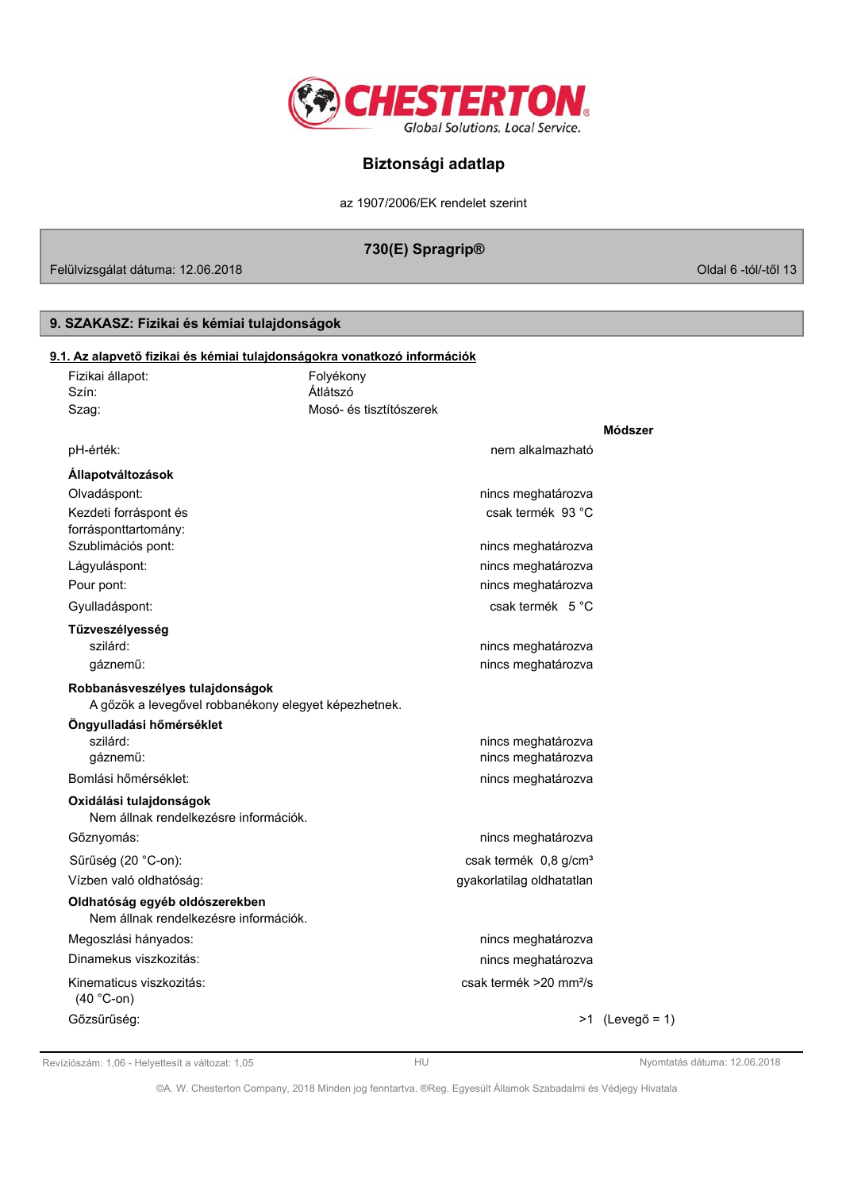## 9. SZAKASZ: Fizikai és kémiai tulajdonságok

### 9.1. Az alapvető fizikai és kémiai tulajdonságokra vonatkozó információk

| | |
|---|---|
| Fizikai állapot: | Folyékony |
| Szín: | Átlátszó |
| Szag: | Mosó- és tisztítószerek |

| | | Módszer |
|---|---|---|
| pH-érték: | nem alkalmazható | |
| **Állapotváltozások** | | |
| Olvadáspont: | nincs meghatározva | |
| Kezdeti forráspont és forrásponttartomány: | csak termék 93 °C | |
| Szublimációs pont: | nincs meghatározva | |
| Lágyuláspont: | nincs meghatározva | |
| Pour pont: | nincs meghatározva | |
| Gyulladáspont: | csak termék 5 °C | |
| **Tűzveszélyesség** | | |
| szilárd: | nincs meghatározva | |
| gáznemű: | nincs meghatározva | |

**Robbanásveszélyes tulajdonságok**

A gőzök a levegővel robbanékony elegyet képezhetnek.

| | | |
|---|---|---|
| **Öngyulladási hőmérséklet** | | |
| szilárd: | nincs meghatározva | |
| gáznemű: | nincs meghatározva | |
| Bomlási hőmérséklet: | nincs meghatározva | |

**Oxidálási tulajdonságok**

Nem állnak rendelkezésre információk.

| | | |
|---|---|---|
| Gőznyomás: | nincs meghatározva | |
| Sűrűség (20 °C-on): | csak termék 0,8 g/cm³ | |
| Vízben való oldhatóság: | gyakorlatilag oldhatatlan | |

**Oldhatóság egyéb oldószerekben**

Nem állnak rendelkezésre információk.

| | | |
|---|---|---|
| Megoszlási hányados: | nincs meghatározva | |
| Dinamekus viszkozitás: | nincs meghatározva | |
| Kinematicus viszkozitás: (40 °C-on) | csak termék >20 mm²/s | |
| Gőzsűrűség: | >1 | (Levegő = 1) |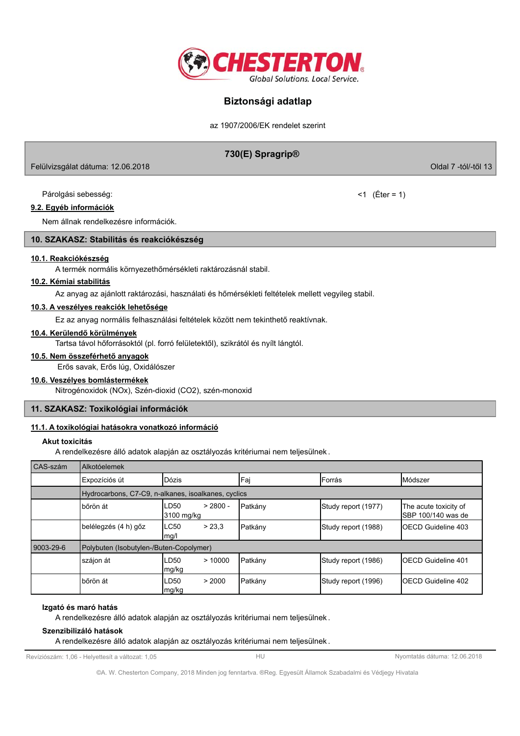Párolgási sebesség: <1 (Éter = 1)

### 9.2. Egyéb információk

Nem állnak rendelkezésre információk.

## 10. SZAKASZ: Stabilitás és reakciókészség

### 10.1. Reakciókészség

A termék normális környezethőmérsékleti raktározásnál stabil.

### 10.2. Kémiai stabilitás

Az anyag az ajánlott raktározási, használati és hőmérsékleti feltételek mellett vegyileg stabil.

### 10.3. A veszélyes reakciók lehetősége

Ez az anyag normális felhasználási feltételek között nem tekinthető reaktívnak.

### 10.4. Kerülendő körülmények

Tartsa távol hőforrásoktól (pl. forró felületektől), szikrától és nyílt lángtól.

### 10.5. Nem összeférhető anyagok

Erős savak, Erős lúg, Oxidálószer

### 10.6. Veszélyes bomlástermékek

Nitrogénoxidok (NOx), Szén-dioxid ($CO_2$), szén-monoxid

## 11. SZAKASZ: Toxikológiai információk

### 11.1. A toxikológiai hatásokra vonatkozó információ

**Akut toxicitás**

A rendelkezésre álló adatok alapján az osztályozás kritériumai nem teljesülnek.

| CAS-szám | Alkotóelemek | | | | |
|---|---|---|---|---|---|
| | Expozíciós út | Dózis | Faj | Forrás | Módszer |
| | Hydrocarbons, C7-C9, n-alkanes, isoalkanes, cyclics | | | | |
| | bőrön át | LD50 > 2800 - 3100 mg/kg | Patkány | Study report (1977) | The acute toxicity of SBP 100/140 was de |
| | belélegzés (4 h) gőz | LC50 > 23,3 mg/l | Patkány | Study report (1988) | OECD Guideline 403 |
| 9003-29-6 | Polybuten (Isobutylen-/Buten-Copolymer) | | | | |
| | szájon át | LD50 > 10000 mg/kg | Patkány | Study report (1986) | OECD Guideline 401 |
| | bőrön át | LD50 > 2000 mg/kg | Patkány | Study report (1996) | OECD Guideline 402 |

**Izgató és maró hatás**

A rendelkezésre álló adatok alapján az osztályozás kritériumai nem teljesülnek.

**Szenzibilizáló hatások**

A rendelkezésre álló adatok alapján az osztályozás kritériumai nem teljesülnek.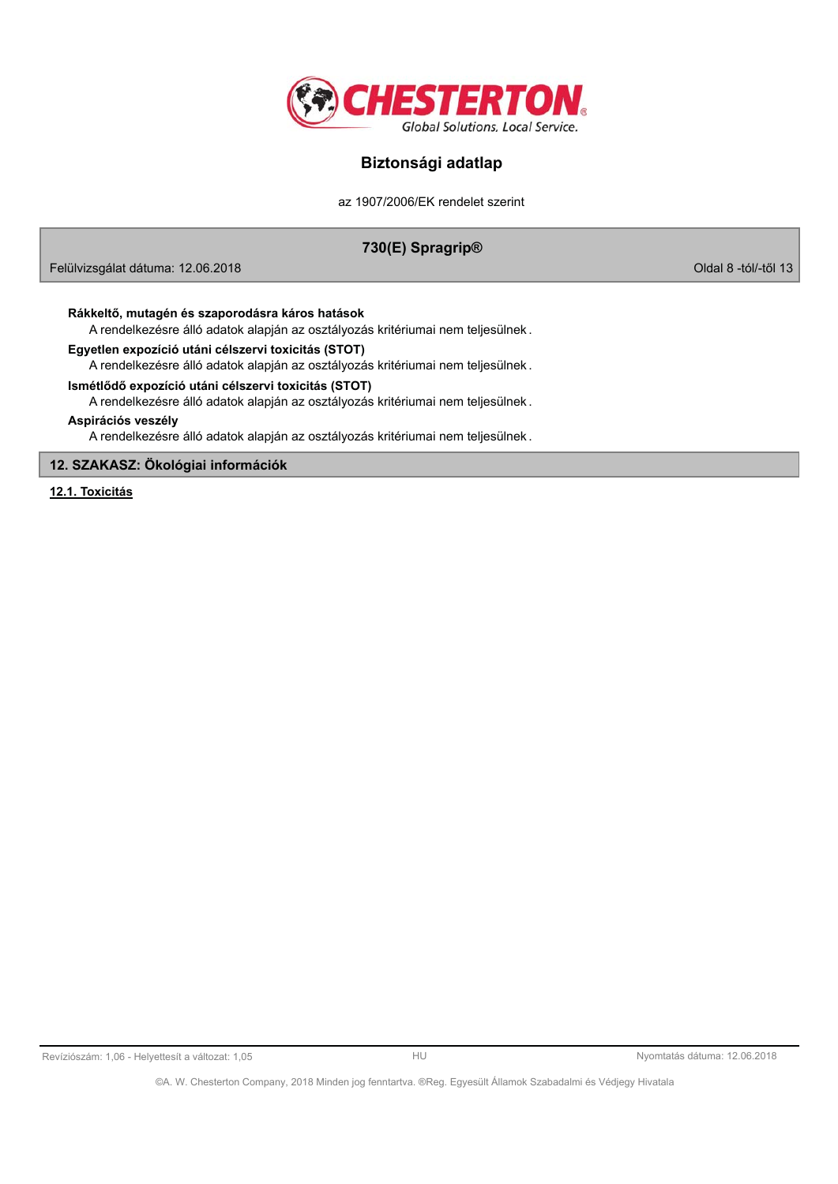**Rákkeltő, mutagén és szaporodásra káros hatások**

A rendelkezésre álló adatok alapján az osztályozás kritériumai nem teljesülnek.

**Egyetlen expozíció utáni célszervi toxicitás (STOT)**

A rendelkezésre álló adatok alapján az osztályozás kritériumai nem teljesülnek.

**Ismétlődő expozíció utáni célszervi toxicitás (STOT)**

A rendelkezésre álló adatok alapján az osztályozás kritériumai nem teljesülnek.

**Aspirációs veszély**

A rendelkezésre álló adatok alapján az osztályozás kritériumai nem teljesülnek.

## 12. SZAKASZ: Ökológiai információk

### 12.1. Toxicitás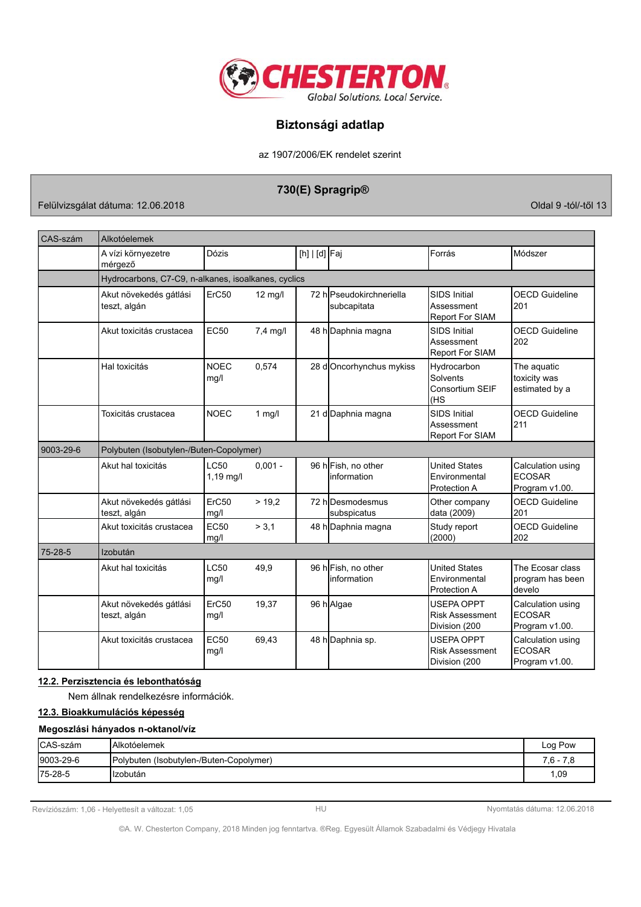| CAS-szám | Alkotóelemek | | | | | |
|---|---|---|---|---|---|---|
| | A vízi környezetre mérgező | Dózis | [h] \| [d] | Faj | Forrás | Módszer |
| | Hydrocarbons, C7-C9, n-alkanes, isoalkanes, cyclics | | | | | |
| | Akut növekedés gátlási teszt, algán | ErC50 12 mg/l | 72 h | Pseudokirchneriella subcapitata | SIDS Initial Assessment Report For SIAM | OECD Guideline 201 |
| | Akut toxicitás crustacea | EC50 7,4 mg/l | 48 h | Daphnia magna | SIDS Initial Assessment Report For SIAM | OECD Guideline 202 |
| | Hal toxicitás | NOEC 0,574 mg/l | 28 d | Oncorhynchus mykiss | Hydrocarbon Solvents Consortium SEIF (HS | The aquatic toxicity was estimated by a |
| | Toxicitás crustacea | NOEC 1 mg/l | 21 d | Daphnia magna | SIDS Initial Assessment Report For SIAM | OECD Guideline 211 |
| 9003-29-6 | Polybuten (Isobutylen-/Buten-Copolymer) | | | | | |
| | Akut hal toxicitás | LC50 0,001 - 1,19 mg/l | 96 h | Fish, no other information | United States Environmental Protection A | Calculation using ECOSAR Program v1.00. |
| | Akut növekedés gátlási teszt, algán | ErC50 > 19,2 mg/l | 72 h | Desmodesmus subspicatus | Other company data (2009) | OECD Guideline 201 |
| | Akut toxicitás crustacea | EC50 > 3,1 mg/l | 48 h | Daphnia magna | Study report (2000) | OECD Guideline 202 |
| 75-28-5 | Izobután | | | | | |
| | Akut hal toxicitás | LC50 49,9 mg/l | 96 h | Fish, no other information | United States Environmental Protection A | The Ecosar class program has been develo |
| | Akut növekedés gátlási teszt, algán | ErC50 19,37 mg/l | 96 h | Algae | USEPA OPPT Risk Assessment Division (200 | Calculation using ECOSAR Program v1.00. |
| | Akut toxicitás crustacea | EC50 69,43 mg/l | 48 h | Daphnia sp. | USEPA OPPT Risk Assessment Division (200 | Calculation using ECOSAR Program v1.00. |

## 12.2. Perzisztencia és lebonthatóság

Nem állnak rendelkezésre információk.

## 12.3. Bioakkumulációs képesség

**Megoszlási hányados n-oktanol/víz**

| CAS-szám | Alkotóelemek | Log Pow |
|---|---|---|
| 9003-29-6 | Polybuten (Isobutylen-/Buten-Copolymer) | 7,6 - 7,8 |
| 75-28-5 | Izobután | 1,09 |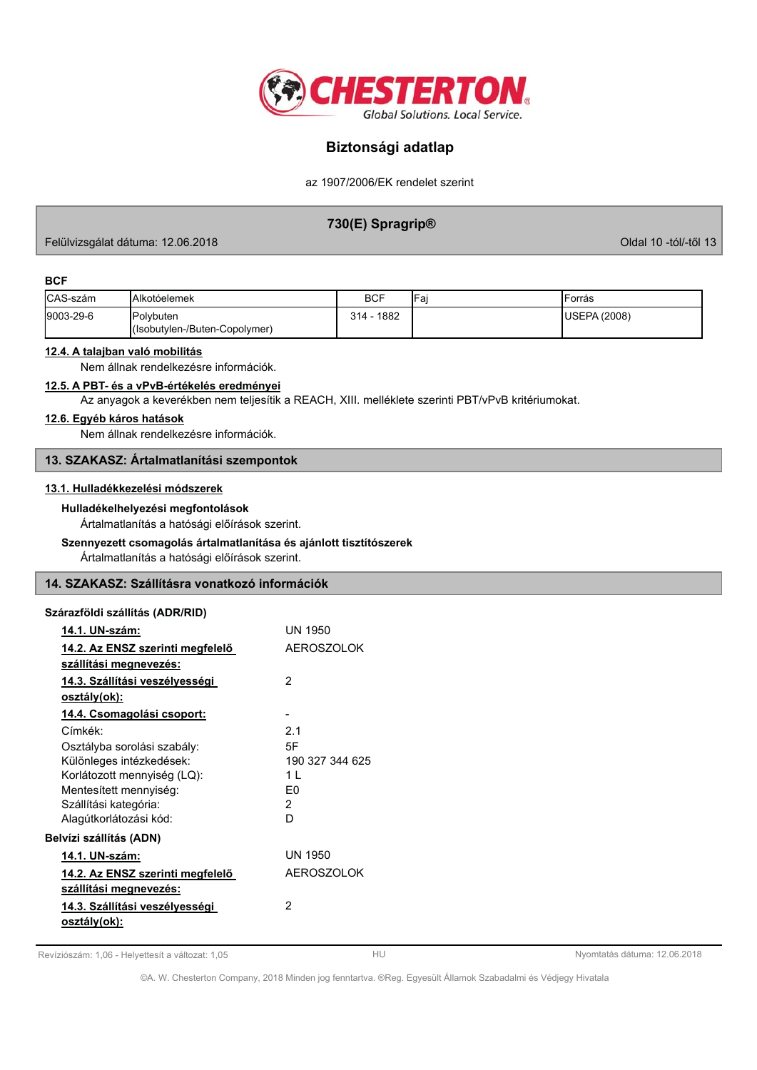**BCF**

| CAS-szám | Alkotóelemek | BCF | Faj | Forrás |
|---|---|---|---|---|
| 9003-29-6 | Polybuten (Isobutylen-/Buten-Copolymer) | 314 - 1882 | | USEPA (2008) |

**12.4. A talajban való mobilitás**

Nem állnak rendelkezésre információk.

**12.5. A PBT- és a vPvB-értékelés eredményei**

Az anyagok a keverékben nem teljesítik a REACH, XIII. melléklete szerinti PBT/vPvB kritériumokat.

**12.6. Egyéb káros hatások**

Nem állnak rendelkezésre információk.

## 13. SZAKASZ: Ártalmatlanítási szempontok

**13.1. Hulladékkezelési módszerek**

**Hulladékelhelyezési megfontolások**

Ártalmatlanítás a hatósági előírások szerint.

**Szennyezett csomagolás ártalmatlanítása és ajánlott tisztítószerek**

Ártalmatlanítás a hatósági előírások szerint.

## 14. SZAKASZ: Szállításra vonatkozó információk

**Szárazföldi szállítás (ADR/RID)**

**14.1. UN-szám:** UN 1950

**14.2. Az ENSZ szerinti megfelelő szállítási megnevezés:** AEROSZOLOK

**14.3. Szállítási veszélyességi osztály(ok):** 2

**14.4. Csomagolási csoport:** -

Címkék: 2.1

Osztályba sorolási szabály: 5F

Különleges intézkedések: 190 327 344 625

Korlátozott mennyiség (LQ): 1 L

Mentesített mennyiség: E0

Szállítási kategória: 2

Alagútkorlátozási kód: D

**Belvízi szállítás (ADN)**

**14.1. UN-szám:** UN 1950

**14.2. Az ENSZ szerinti megfelelő szállítási megnevezés:** AEROSZOLOK

**14.3. Szállítási veszélyességi osztály(ok):** 2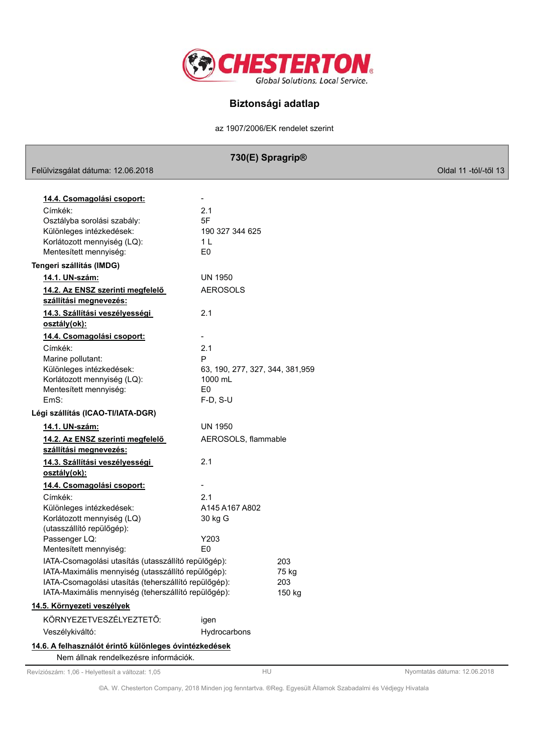**14.4. Csomagolási csoport:** -

| | |
|---|---|
| Címkék: | 2.1 |
| Osztályba sorolási szabály: | 5F |
| Különleges intézkedések: | 190 327 344 625 |
| Korlátozott mennyiség (LQ): | 1 L |
| Mentesített mennyiség: | E0 |

**Tengeri szállítás (IMDG)**

| | |
|---|---|
| **14.1. UN-szám:** | UN 1950 |
| **14.2. Az ENSZ szerinti megfelelő szállítási megnevezés:** | AEROSOLS |
| **14.3. Szállítási veszélyességi osztály(ok):** | 2.1 |
| **14.4. Csomagolási csoport:** | - |
| Címkék: | 2.1 |
| Marine pollutant: | P |
| Különleges intézkedések: | 63, 190, 277, 327, 344, 381,959 |
| Korlátozott mennyiség (LQ): | 1000 mL |
| Mentesített mennyiség: | E0 |
| EmS: | F-D, S-U |

**Légi szállítás (ICAO-TI/IATA-DGR)**

| | |
|---|---|
| **14.1. UN-szám:** | UN 1950 |
| **14.2. Az ENSZ szerinti megfelelő szállítási megnevezés:** | AEROSOLS, flammable |
| **14.3. Szállítási veszélyességi osztály(ok):** | 2.1 |
| **14.4. Csomagolási csoport:** | - |
| Címkék: | 2.1 |
| Különleges intézkedések: | A145 A167 A802 |
| Korlátozott mennyiség (LQ) (utasszállító repülőgép): | 30 kg G |
| Passenger LQ: | Y203 |
| Mentesített mennyiség: | E0 |

| | |
|---|---|
| IATA-Csomagolási utasítás (utasszállító repülőgép): | 203 |
| IATA-Maximális mennyiség (utasszállító repülőgép): | 75 kg |
| IATA-Csomagolási utasítás (teherszállító repülőgép): | 203 |
| IATA-Maximális mennyiség (teherszállító repülőgép): | 150 kg |

**14.5. Környezeti veszélyek**

| | |
|---|---|
| KÖRNYEZETVESZÉLYEZTETŐ: | igen |
| Veszélykiváltó: | Hydrocarbons |

**14.6. A felhasználót érintő különleges óvintézkedések**

Nem állnak rendelkezésre információk.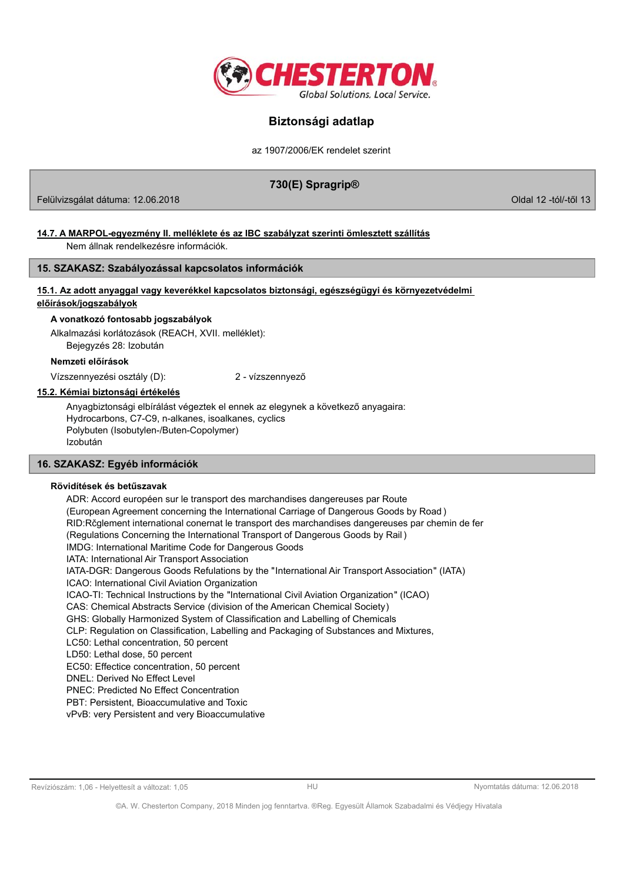### 14.7. A MARPOL-egyezmény II. melléklete és az IBC szabályzat szerinti ömlesztett szállítás

Nem állnak rendelkezésre információk.

## 15. SZAKASZ: Szabályozással kapcsolatos információk

### 15.1. Az adott anyaggal vagy keverékkel kapcsolatos biztonsági, egészségügyi és környezetvédelmi előírások/jogszabályok

**A vonatkozó fontosabb jogszabályok**

Alkalmazási korlátozások (REACH, XVII. melléklet):

Bejegyzés 28: Izobután

**Nemzeti előírások**

Vízszennyezési osztály (D): 2 - vízszennyező

### 15.2. Kémiai biztonsági értékelés

Anyagbiztonsági elbírálást végeztek el ennek az elegynek a következő anyagaira:
Hydrocarbons, C7-C9, n-alkanes, isoalkanes, cyclics
Polybuten (Isobutylen-/Buten-Copolymer)
Izobután

## 16. SZAKASZ: Egyéb információk

**Rövidítések és betűszavak**

ADR: Accord européen sur le transport des marchandises dangereuses par Route
(European Agreement concerning the International Carriage of Dangerous Goods by Road )
RID:Rčglement international conernat le transport des marchandises dangereuses par chemin de fer
(Regulations Concerning the International Transport of Dangerous Goods by Rail )
IMDG: International Maritime Code for Dangerous Goods
IATA: International Air Transport Association
IATA-DGR: Dangerous Goods Refulations by the "International Air Transport Association" (IATA)
ICAO: International Civil Aviation Organization
ICAO-TI: Technical Instructions by the "International Civil Aviation Organization" (ICAO)
CAS: Chemical Abstracts Service (division of the American Chemical Society)
GHS: Globally Harmonized System of Classification and Labelling of Chemicals
CLP: Regulation on Classification, Labelling and Packaging of Substances and Mixtures,
LC50: Lethal concentration, 50 percent
LD50: Lethal dose, 50 percent
EC50: Effectice concentration, 50 percent
DNEL: Derived No Effect Level
PNEC: Predicted No Effect Concentration
PBT: Persistent, Bioaccumulative and Toxic
vPvB: very Persistent and very Bioaccumulative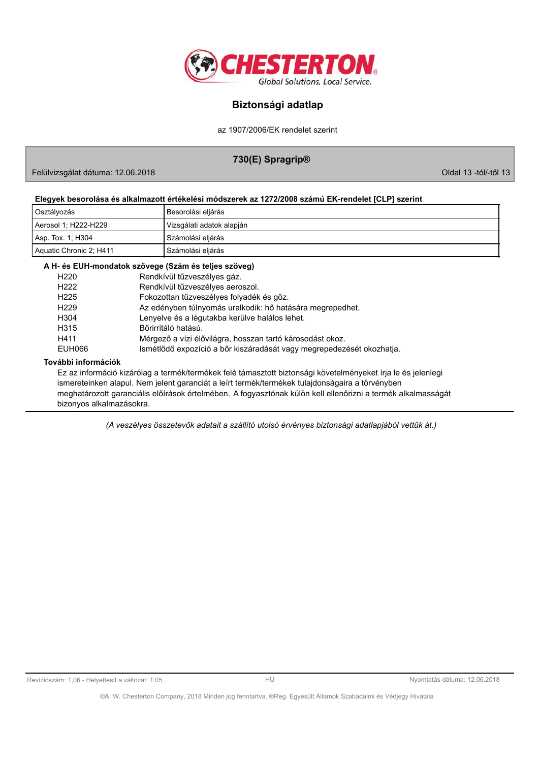**Elegyek besorolása és alkalmazott értékelési módszerek az 1272/2008 számú EK-rendelet [CLP] szerint**

| Osztályozás | Besorolási eljárás |
| --- | --- |
| Aerosol 1; H222-H229 | Vizsgálati adatok alapján |
| Asp. Tox. 1; H304 | Számolási eljárás |
| Aquatic Chronic 2; H411 | Számolási eljárás |

**A H- és EUH-mondatok szövege (Szám és teljes szöveg)**

| | |
| --- | --- |
| H220 | Rendkívül tűzveszélyes gáz. |
| H222 | Rendkívül tűzveszélyes aeroszol. |
| H225 | Fokozottan tűzveszélyes folyadék és gőz. |
| H229 | Az edényben túlnyomás uralkodik: hő hatására megrepedhet. |
| H304 | Lenyelve és a légutakba kerülve halálos lehet. |
| H315 | Bőrirritáló hatású. |
| H411 | Mérgező a vízi élővilágra, hosszan tartó károsodást okoz. |
| EUH066 | Ismétlődő expozíció a bőr kiszáradását vagy megrepedezését okozhatja. |

**További információk**

Ez az információ kizárólag a termék/termékek felé támasztott biztonsági követelményeket írja le és jelenlegi ismereteinken alapul. Nem jelent garanciát a leírt termék/termékek tulajdonságaira a törvényben meghatározott garanciális előírások értelmében. A fogyasztónak külön kell ellenőrizni a termék alkalmasságát bizonyos alkalmazásokra.

*(A veszélyes összetevők adatait a szállító utolsó érvényes biztonsági adatlapjából vettük át.)*